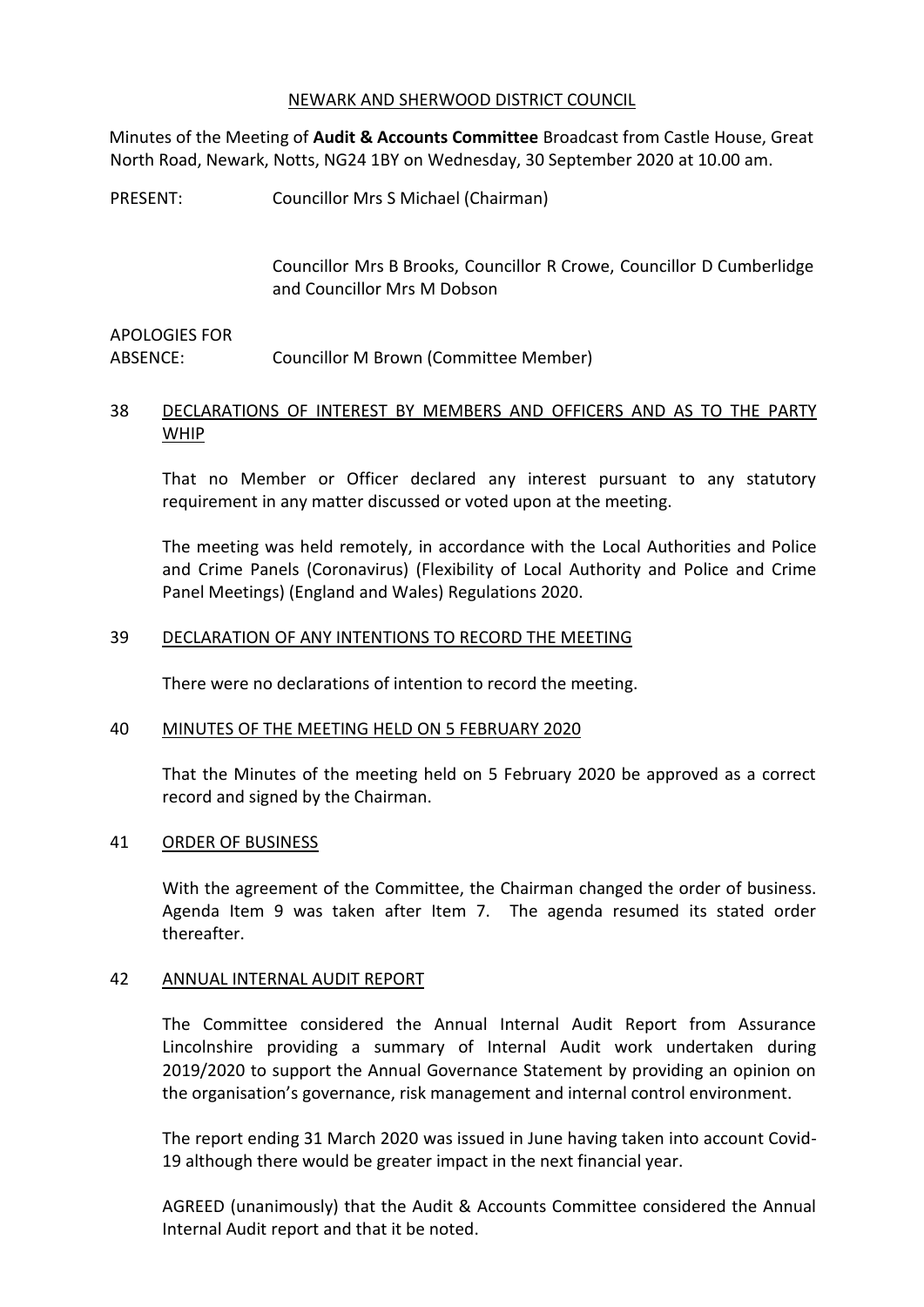# NEWARK AND SHERWOOD DISTRICT COUNCIL

Minutes of the Meeting of **Audit & Accounts Committee** Broadcast from Castle House, Great North Road, Newark, Notts, NG24 1BY on Wednesday, 30 September 2020 at 10.00 am.

PRESENT: Councillor Mrs S Michael (Chairman)

Councillor Mrs B Brooks, Councillor R Crowe, Councillor D Cumberlidge and Councillor Mrs M Dobson

APOLOGIES FOR ABSENCE: Councillor M Brown (Committee Member)

## 38 DECLARATIONS OF INTEREST BY MEMBERS AND OFFICERS AND AS TO THE PARTY WHIP

That no Member or Officer declared any interest pursuant to any statutory requirement in any matter discussed or voted upon at the meeting.

The meeting was held remotely, in accordance with the Local Authorities and Police and Crime Panels (Coronavirus) (Flexibility of Local Authority and Police and Crime Panel Meetings) (England and Wales) Regulations 2020.

## 39 DECLARATION OF ANY INTENTIONS TO RECORD THE MEETING

There were no declarations of intention to record the meeting.

## 40 MINUTES OF THE MEETING HELD ON 5 FEBRUARY 2020

That the Minutes of the meeting held on 5 February 2020 be approved as a correct record and signed by the Chairman.

## 41 ORDER OF BUSINESS

With the agreement of the Committee, the Chairman changed the order of business. Agenda Item 9 was taken after Item 7. The agenda resumed its stated order thereafter.

## 42 ANNUAL INTERNAL AUDIT REPORT

The Committee considered the Annual Internal Audit Report from Assurance Lincolnshire providing a summary of Internal Audit work undertaken during 2019/2020 to support the Annual Governance Statement by providing an opinion on the organisation's governance, risk management and internal control environment.

The report ending 31 March 2020 was issued in June having taken into account Covid-19 although there would be greater impact in the next financial year.

AGREED (unanimously) that the Audit & Accounts Committee considered the Annual Internal Audit report and that it be noted.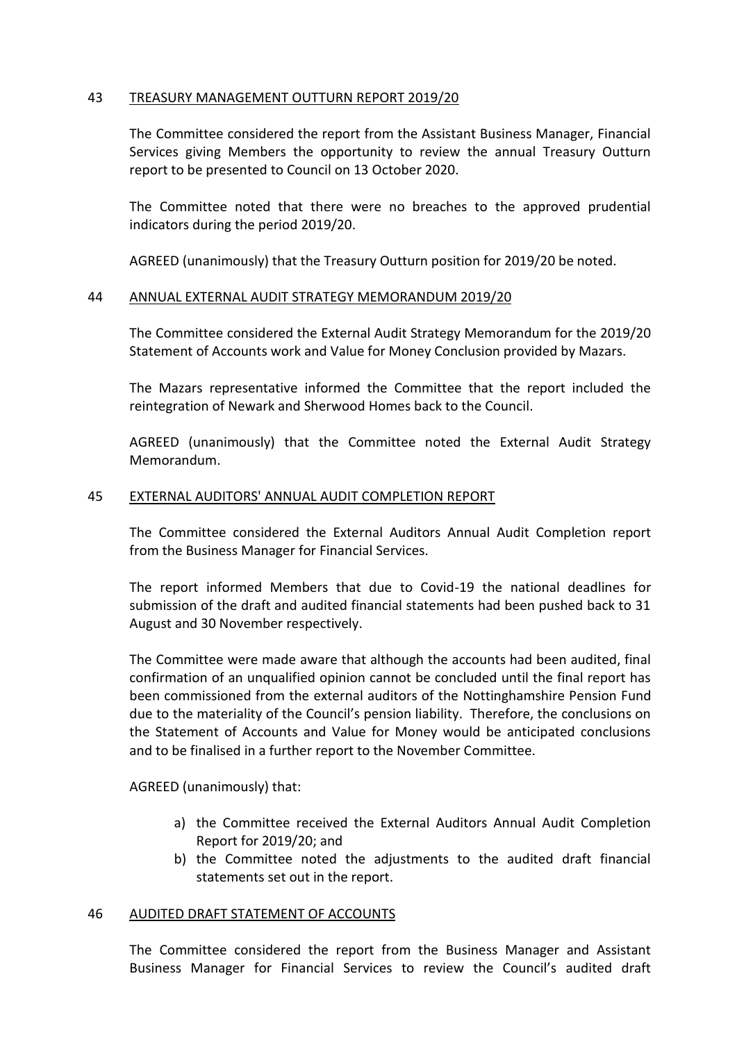## 43 TREASURY MANAGEMENT OUTTURN REPORT 2019/20

The Committee considered the report from the Assistant Business Manager, Financial Services giving Members the opportunity to review the annual Treasury Outturn report to be presented to Council on 13 October 2020.

The Committee noted that there were no breaches to the approved prudential indicators during the period 2019/20.

AGREED (unanimously) that the Treasury Outturn position for 2019/20 be noted.

## 44 ANNUAL EXTERNAL AUDIT STRATEGY MEMORANDUM 2019/20

The Committee considered the External Audit Strategy Memorandum for the 2019/20 Statement of Accounts work and Value for Money Conclusion provided by Mazars.

The Mazars representative informed the Committee that the report included the reintegration of Newark and Sherwood Homes back to the Council.

AGREED (unanimously) that the Committee noted the External Audit Strategy Memorandum.

## 45 EXTERNAL AUDITORS' ANNUAL AUDIT COMPLETION REPORT

The Committee considered the External Auditors Annual Audit Completion report from the Business Manager for Financial Services.

The report informed Members that due to Covid-19 the national deadlines for submission of the draft and audited financial statements had been pushed back to 31 August and 30 November respectively.

The Committee were made aware that although the accounts had been audited, final confirmation of an unqualified opinion cannot be concluded until the final report has been commissioned from the external auditors of the Nottinghamshire Pension Fund due to the materiality of the Council's pension liability. Therefore, the conclusions on the Statement of Accounts and Value for Money would be anticipated conclusions and to be finalised in a further report to the November Committee.

AGREED (unanimously) that:

a) the Committee received the External Auditors Annual Audit Completion Report for 2019/20; and
b) the Committee noted the adjustments to the audited draft financial statements set out in the report.

## 46 AUDITED DRAFT STATEMENT OF ACCOUNTS

The Committee considered the report from the Business Manager and Assistant Business Manager for Financial Services to review the Council's audited draft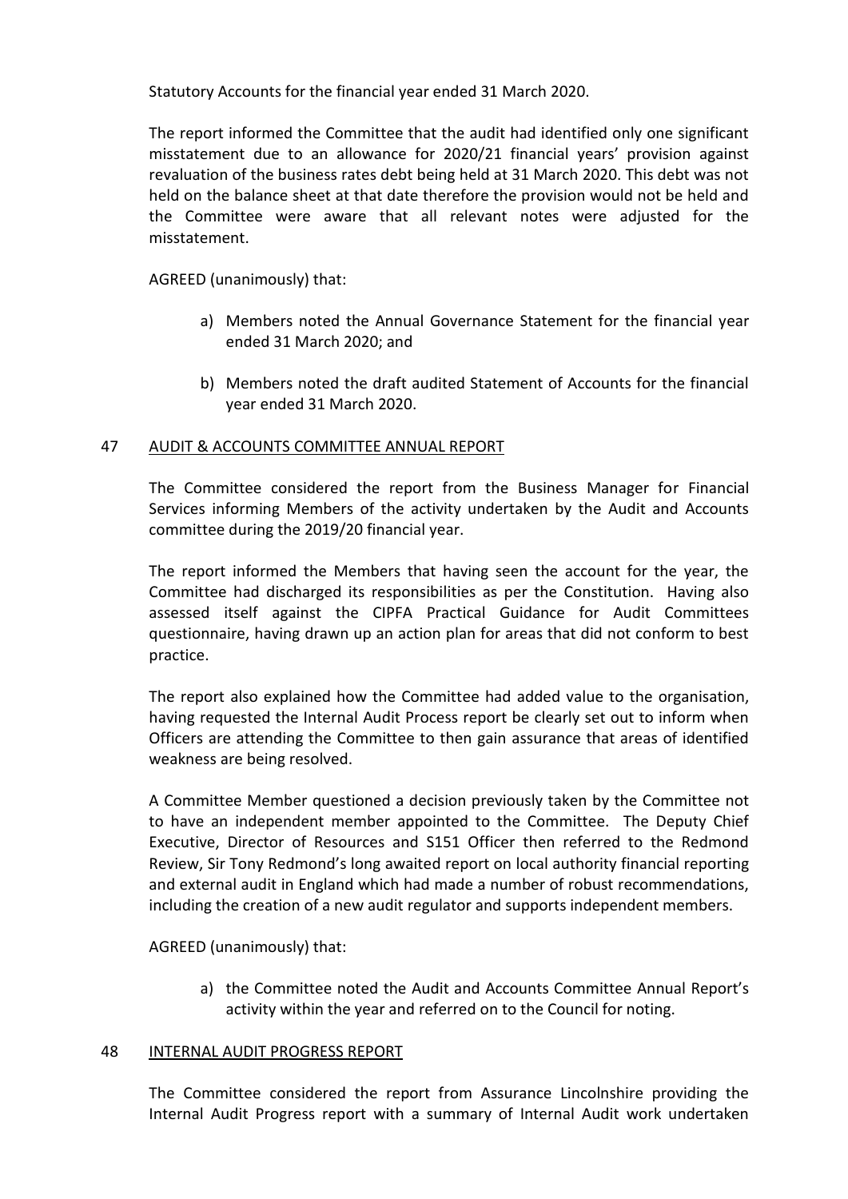Statutory Accounts for the financial year ended 31 March 2020.

The report informed the Committee that the audit had identified only one significant misstatement due to an allowance for 2020/21 financial years' provision against revaluation of the business rates debt being held at 31 March 2020. This debt was not held on the balance sheet at that date therefore the provision would not be held and the Committee were aware that all relevant notes were adjusted for the misstatement.

AGREED (unanimously) that:

a) Members noted the Annual Governance Statement for the financial year ended 31 March 2020; and

b) Members noted the draft audited Statement of Accounts for the financial year ended 31 March 2020.

## 47 AUDIT & ACCOUNTS COMMITTEE ANNUAL REPORT

The Committee considered the report from the Business Manager for Financial Services informing Members of the activity undertaken by the Audit and Accounts committee during the 2019/20 financial year.

The report informed the Members that having seen the account for the year, the Committee had discharged its responsibilities as per the Constitution. Having also assessed itself against the CIPFA Practical Guidance for Audit Committees questionnaire, having drawn up an action plan for areas that did not conform to best practice.

The report also explained how the Committee had added value to the organisation, having requested the Internal Audit Process report be clearly set out to inform when Officers are attending the Committee to then gain assurance that areas of identified weakness are being resolved.

A Committee Member questioned a decision previously taken by the Committee not to have an independent member appointed to the Committee. The Deputy Chief Executive, Director of Resources and S151 Officer then referred to the Redmond Review, Sir Tony Redmond's long awaited report on local authority financial reporting and external audit in England which had made a number of robust recommendations, including the creation of a new audit regulator and supports independent members.

AGREED (unanimously) that:

a) the Committee noted the Audit and Accounts Committee Annual Report's activity within the year and referred on to the Council for noting.

## 48 INTERNAL AUDIT PROGRESS REPORT

The Committee considered the report from Assurance Lincolnshire providing the Internal Audit Progress report with a summary of Internal Audit work undertaken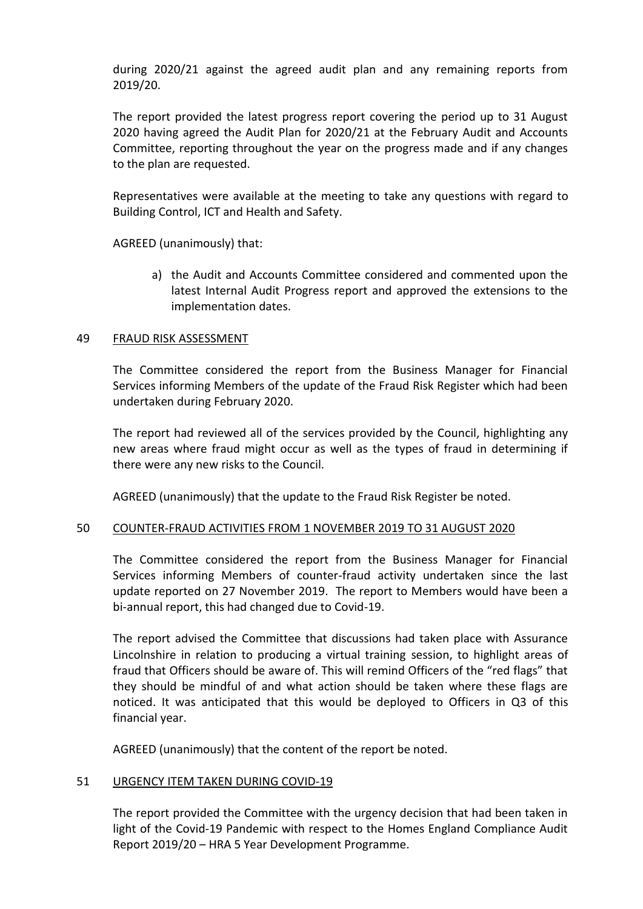during 2020/21 against the agreed audit plan and any remaining reports from 2019/20.

The report provided the latest progress report covering the period up to 31 August 2020 having agreed the Audit Plan for 2020/21 at the February Audit and Accounts Committee, reporting throughout the year on the progress made and if any changes to the plan are requested.

Representatives were available at the meeting to take any questions with regard to Building Control, ICT and Health and Safety.

AGREED (unanimously) that:

a) the Audit and Accounts Committee considered and commented upon the latest Internal Audit Progress report and approved the extensions to the implementation dates.

## 49 FRAUD RISK ASSESSMENT

The Committee considered the report from the Business Manager for Financial Services informing Members of the update of the Fraud Risk Register which had been undertaken during February 2020.

The report had reviewed all of the services provided by the Council, highlighting any new areas where fraud might occur as well as the types of fraud in determining if there were any new risks to the Council.

AGREED (unanimously) that the update to the Fraud Risk Register be noted.

## 50 COUNTER-FRAUD ACTIVITIES FROM 1 NOVEMBER 2019 TO 31 AUGUST 2020

The Committee considered the report from the Business Manager for Financial Services informing Members of counter-fraud activity undertaken since the last update reported on 27 November 2019. The report to Members would have been a bi-annual report, this had changed due to Covid-19.

The report advised the Committee that discussions had taken place with Assurance Lincolnshire in relation to producing a virtual training session, to highlight areas of fraud that Officers should be aware of. This will remind Officers of the "red flags" that they should be mindful of and what action should be taken where these flags are noticed. It was anticipated that this would be deployed to Officers in Q3 of this financial year.

AGREED (unanimously) that the content of the report be noted.

## 51 URGENCY ITEM TAKEN DURING COVID-19

The report provided the Committee with the urgency decision that had been taken in light of the Covid-19 Pandemic with respect to the Homes England Compliance Audit Report 2019/20 – HRA 5 Year Development Programme.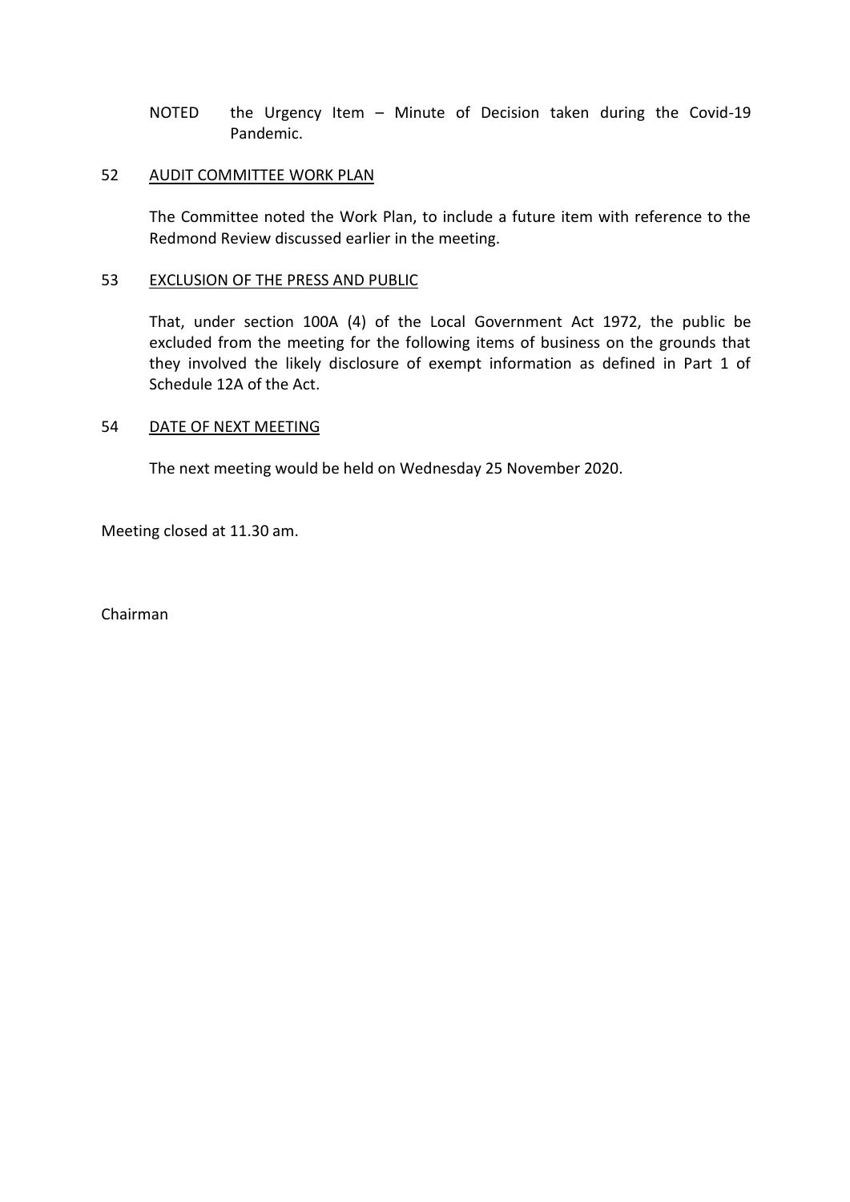NOTED the Urgency Item – Minute of Decision taken during the Covid-19 Pandemic.

## 52 AUDIT COMMITTEE WORK PLAN

The Committee noted the Work Plan, to include a future item with reference to the Redmond Review discussed earlier in the meeting.

## 53 EXCLUSION OF THE PRESS AND PUBLIC

That, under section 100A (4) of the Local Government Act 1972, the public be excluded from the meeting for the following items of business on the grounds that they involved the likely disclosure of exempt information as defined in Part 1 of Schedule 12A of the Act.

## 54 DATE OF NEXT MEETING

The next meeting would be held on Wednesday 25 November 2020.

Meeting closed at 11.30 am.

Chairman